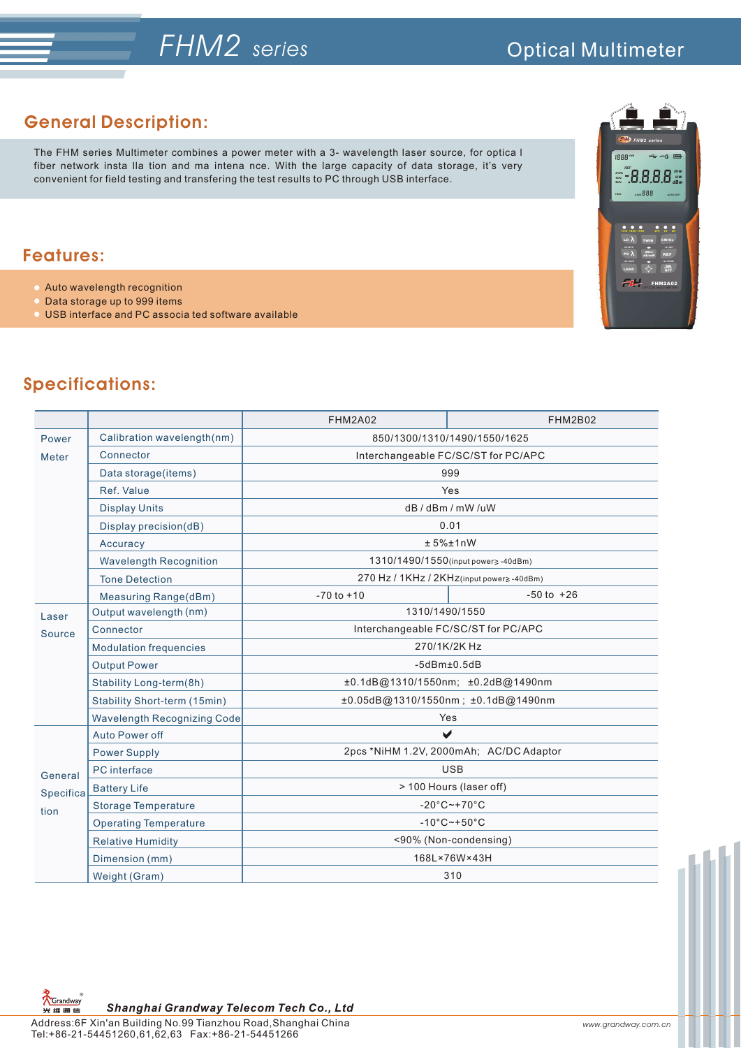# FHM2 series

## Optical Multimeter

## General Description:

The FHM series Multimeter combines a power meter with a 3- wavelength laser source, for optica l fiber network insta lla tion and ma intena nce. With the large capacity of data storage, it's very convenient for field testing and transfering the test results to PC through USB interface.

## Features:

- Auto wavelength recognition
- Data storage up to 999 items
- USB interface and PC associa ted software available

## Specifications:

| | | FHM2A02 | FHM2B02 |
|---|---|---|---|
| Power Meter | Calibration wavelength(nm) | 850/1300/1310/1490/1550/1625 | |
| | Connector | Interchangeable FC/SC/ST for PC/APC | |
| | Data storage(items) | 999 | |
| | Ref. Value | Yes | |
| | Display Units | dB / dBm / mW /uW | |
| | Display precision(dB) | 0.01 | |
| | Accuracy | ± 5%±1nW | |
| | Wavelength Recognition | 1310/1490/1550(input power≥ -40dBm) | |
| | Tone Detection | 270 Hz / 1KHz / 2KHz(input power≥ -40dBm) | |
| | Measuring Range(dBm) | -70 to +10 | -50 to +26 |
| Laser Source | Output wavelength (nm) | 1310/1490/1550 | |
| | Connector | Interchangeable FC/SC/ST for PC/APC | |
| | Modulation frequencies | 270/1K/2K Hz | |
| | Output Power | -5dBm±0.5dB | |
| | Stability Long-term(8h) | ±0.1dB@1310/1550nm; ±0.2dB@1490nm | |
| | Stability Short-term (15min) | ±0.05dB@1310/1550nm ; ±0.1dB@1490nm | |
| | Wavelength Recognizing Code | Yes | |
| General Specification | Auto Power off | ✔ | |
| | Power Supply | 2pcs *NiHM 1.2V, 2000mAh; AC/DC Adaptor | |
| | PC interface | USB | |
| | Battery Life | > 100 Hours (laser off) | |
| | Storage Temperature | -20°C~+70°C | |
| | Operating Temperature | -10°C~+50°C | |
| | Relative Humidity | <90% (Non-condensing) | |
| | Dimension (mm) | 168L×76W×43H | |
| | Weight (Gram) | 310 | |

**Shanghai Grandway Telecom Tech Co., Ltd**

Address:6F Xin'an Building No.99 Tianzhou Road,Shanghai China
Tel:+86-21-54451260,61,62,63 Fax:+86-21-54451266

www.grandway.com.cn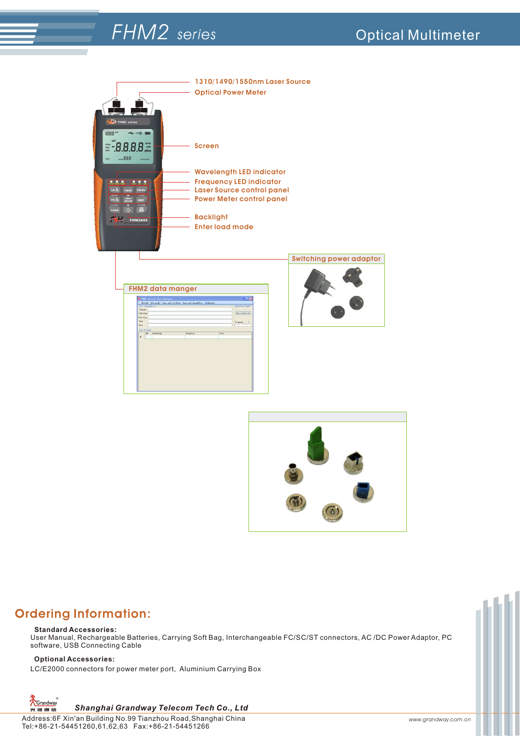# FHM2 series

## Optical Multimeter

1310/1490/1550nm Laser Source

Optical Power Meter

Screen

Wavelength LED indicator

Frequency LED indicator

Laser Source control panel

Power Meter control panel

Backlight

Enter load mode

Switching power adaptor

FHM2 data manger

## Ordering Information:

**Standard Accessories:**

User Manual, Rechargeable Batteries, Carrying Soft Bag, Interchangeable FC/SC/ST connectors, AC /DC Power Adaptor, PC software, USB Connecting Cable

**Optional Accessories:**

LC/E2000 connectors for power meter port, Aluminium Carrying Box

***Shanghai Grandway Telecom Tech Co., Ltd***

Address:6F Xin'an Building No.99 Tianzhou Road,Shanghai China

Tel:+86-21-54451260,61,62,63 Fax:+86-21-54451266

www.grandway.com.cn